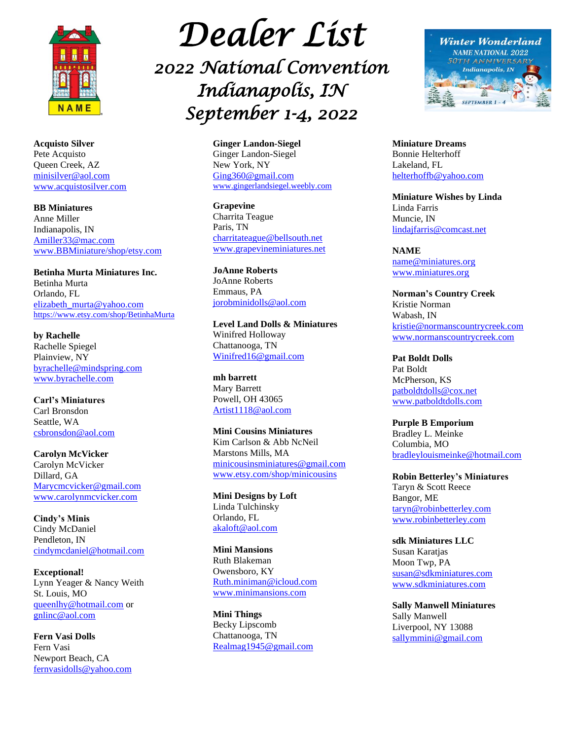# Dealer List

## 2022 National Convention
## Indianapolis, IN
## September 1-4, 2022

**Acquisto Silver**
Pete Acquisto
Queen Creek, AZ
minisilver@aol.com
www.acquistosilver.com

**BB Miniatures**
Anne Miller
Indianapolis, IN
Amiller33@mac.com
www.BBMiniature/shop/etsy.com

**Betinha Murta Miniatures Inc.**
Betinha Murta
Orlando, FL
elizabeth_murta@yahoo.com
https://www.etsy.com/shop/BetinhaMurta

**by Rachelle**
Rachelle Spiegel
Plainview, NY
byrachelle@mindspring.com
www.byrachelle.com

**Carl's Miniatures**
Carl Bronsdon
Seattle, WA
csbronsdon@aol.com

**Carolyn McVicker**
Carolyn McVicker
Dillard, GA
Marycmcvicker@gmail.com
www.carolynmcvicker.com

**Cindy's Minis**
Cindy McDaniel
Pendleton, IN
cindymcdaniel@hotmail.com

**Exceptional!**
Lynn Yeager & Nancy Weith
St. Louis, MO
queenlhy@hotmail.com or
gnlinc@aol.com

**Fern Vasi Dolls**
Fern Vasi
Newport Beach, CA
fernvasidolls@yahoo.com

**Ginger Landon-Siegel**
Ginger Landon-Siegel
New York, NY
Ging360@gmail.com
www.gingerlandsiegel.weebly.com

**Grapevine**
Charrita Teague
Paris, TN
charritateague@bellsouth.net
www.grapevineminiatures.net

**JoAnne Roberts**
JoAnne Roberts
Emmaus, PA
jorobminidolls@aol.com

**Level Land Dolls & Miniatures**
Winifred Holloway
Chattanooga, TN
Winifred16@gmail.com

**mh barrett**
Mary Barrett
Powell, OH 43065
Artist1118@aol.com

**Mini Cousins Miniatures**
Kim Carlson & Abb NcNeil
Marstons Mills, MA
minicousinsminiatures@gmail.com
www.etsy.com/shop/minicousins

**Mini Designs by Loft**
Linda Tulchinsky
Orlando, FL
akaloft@aol.com

**Mini Mansions**
Ruth Blakeman
Owensboro, KY
Ruth.miniman@icloud.com
www.minimansions.com

**Mini Things**
Becky Lipscomb
Chattanooga, TN
Realmag1945@gmail.com

**Miniature Dreams**
Bonnie Helterhoff
Lakeland, FL
helterhoffb@yahoo.com

**Miniature Wishes by Linda**
Linda Farris
Muncie, IN
lindajfarris@comcast.net

**NAME**
name@miniatures.org
www.miniatures.org

**Norman's Country Creek**
Kristie Norman
Wabash, IN
kristie@normanscountrycreek.com
www.normanscountrycreek.com

**Pat Boldt Dolls**
Pat Boldt
McPherson, KS
patboldtdolls@cox.net
www.patboldtdolls.com

**Purple B Emporium**
Bradley L. Meinke
Columbia, MO
bradleylouismeinke@hotmail.com

**Robin Betterley's Miniatures**
Taryn & Scott Reece
Bangor, ME
taryn@robinbetterley.com
www.robinbetterley.com

**sdk Miniatures LLC**
Susan Karatjas
Moon Twp, PA
susan@sdkminiatures.com
www.sdkminiatures.com

**Sally Manwell Miniatures**
Sally Manwell
Liverpool, NY 13088
sallymmini@gmail.com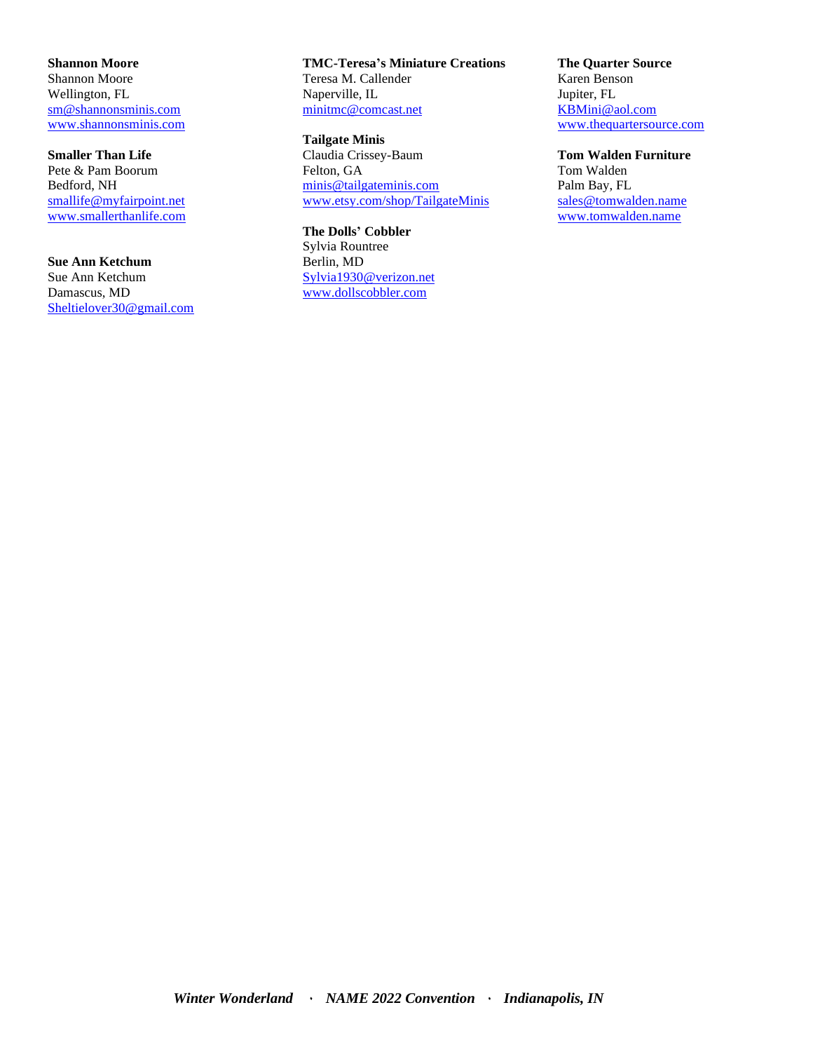**Shannon Moore**
Shannon Moore
Wellington, FL
sm@shannonsminis.com
www.shannonsminis.com

**Smaller Than Life**
Pete & Pam Boorum
Bedford, NH
smallife@myfairpoint.net
www.smallerthanlife.com

**Sue Ann Ketchum**
Sue Ann Ketchum
Damascus, MD
Sheltielover30@gmail.com

**TMC-Teresa's Miniature Creations**
Teresa M. Callender
Naperville, IL
minitmc@comcast.net

**Tailgate Minis**
Claudia Crissey-Baum
Felton, GA
minis@tailgateminis.com
www.etsy.com/shop/TailgateMinis

**The Dolls' Cobbler**
Sylvia Rountree
Berlin, MD
Sylvia1930@verizon.net
www.dollscobbler.com

**The Quarter Source**
Karen Benson
Jupiter, FL
KBMini@aol.com
www.thequartersource.com

**Tom Walden Furniture**
Tom Walden
Palm Bay, FL
sales@tomwalden.name
www.tomwalden.name